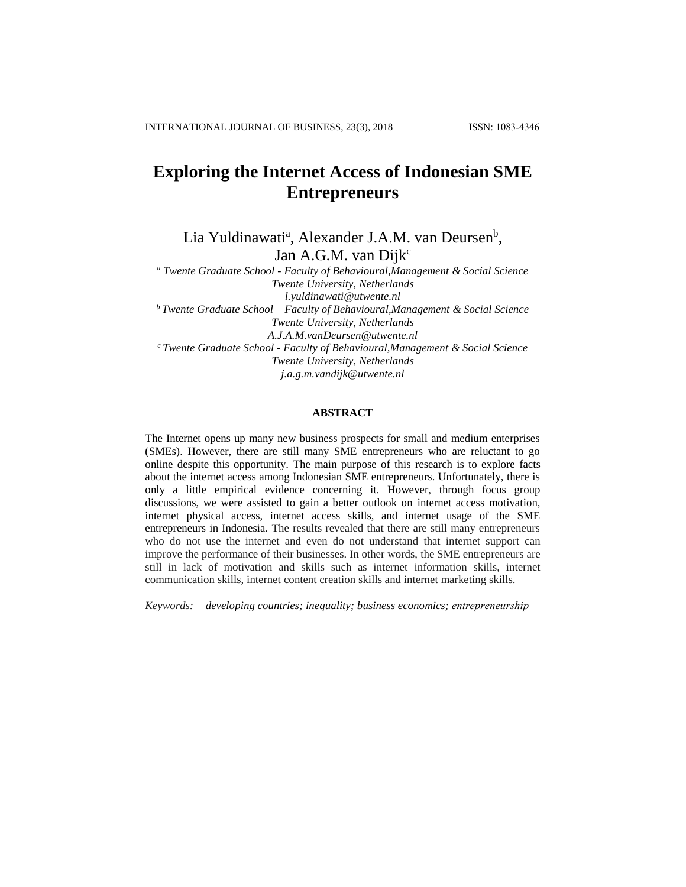# Exploring the Internet Access of Indonesian SME Entrepreneurs

Lia Yuldinawati[a], Alexander J.A.M. van Deursen[b], Jan A.G.M. van Dijk[c]

[a] *Twente Graduate School - Faculty of Behavioural,Management & Social Science Twente University, Netherlands*
*l.yuldinawati@utwente.nl*

[b] *Twente Graduate School – Faculty of Behavioural,Management & Social Science Twente University, Netherlands*
*A.J.A.M.vanDeursen@utwente.nl*

[c] *Twente Graduate School - Faculty of Behavioural,Management & Social Science Twente University, Netherlands*
*j.a.g.m.vandijk@utwente.nl*

**ABSTRACT**

The Internet opens up many new business prospects for small and medium enterprises (SMEs). However, there are still many SME entrepreneurs who are reluctant to go online despite this opportunity. The main purpose of this research is to explore facts about the internet access among Indonesian SME entrepreneurs. Unfortunately, there is only a little empirical evidence concerning it. However, through focus group discussions, we were assisted to gain a better outlook on internet access motivation, internet physical access, internet access skills, and internet usage of the SME entrepreneurs in Indonesia. The results revealed that there are still many entrepreneurs who do not use the internet and even do not understand that internet support can improve the performance of their businesses. In other words, the SME entrepreneurs are still in lack of motivation and skills such as internet information skills, internet communication skills, internet content creation skills and internet marketing skills.

*Keywords:* *developing countries; inequality; business economics; entrepreneurship*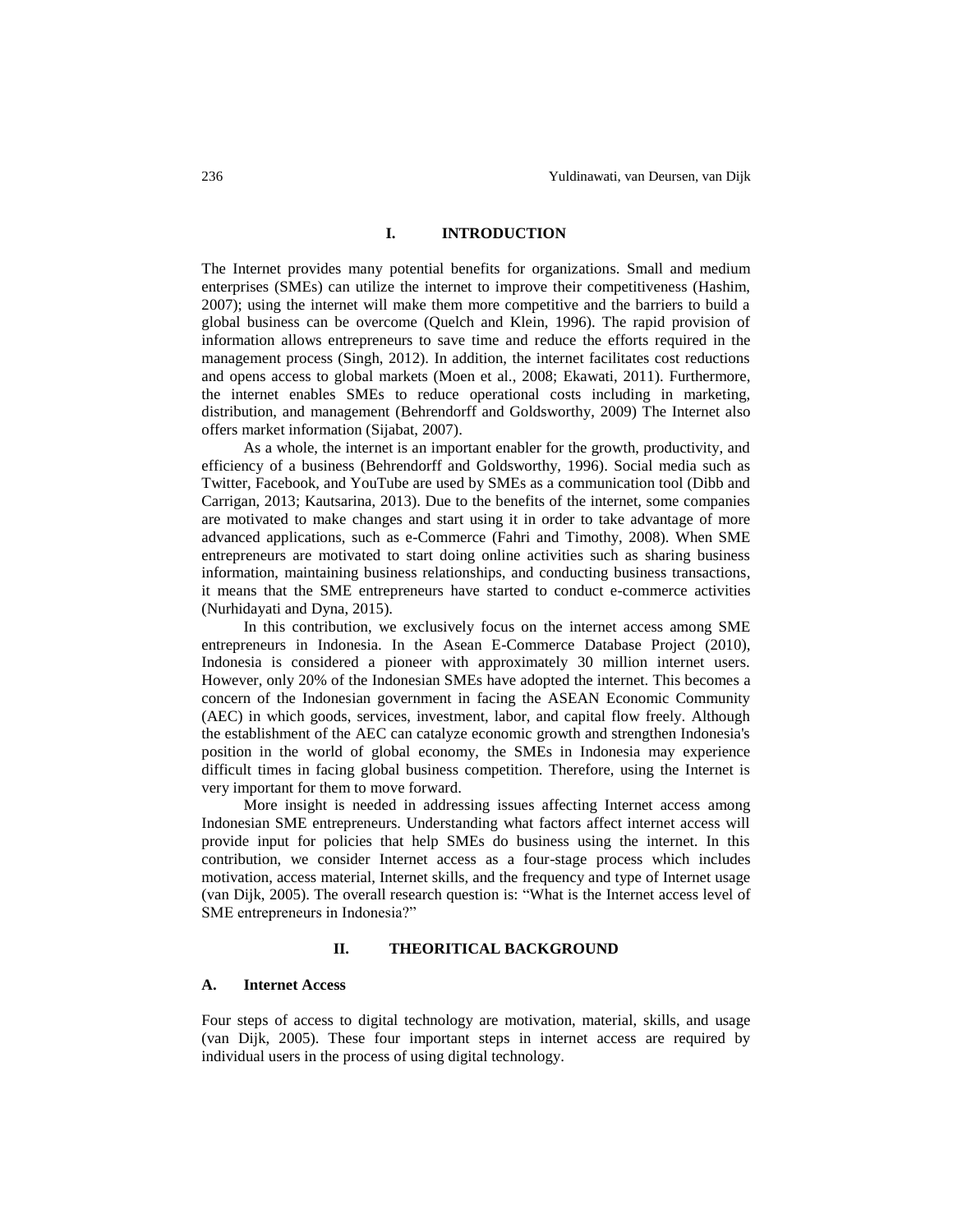## I. INTRODUCTION

The Internet provides many potential benefits for organizations. Small and medium enterprises (SMEs) can utilize the internet to improve their competitiveness (Hashim, 2007); using the internet will make them more competitive and the barriers to build a global business can be overcome (Quelch and Klein, 1996). The rapid provision of information allows entrepreneurs to save time and reduce the efforts required in the management process (Singh, 2012). In addition, the internet facilitates cost reductions and opens access to global markets (Moen et al., 2008; Ekawati, 2011). Furthermore, the internet enables SMEs to reduce operational costs including in marketing, distribution, and management (Behrendorff and Goldsworthy, 2009) The Internet also offers market information (Sijabat, 2007).

As a whole, the internet is an important enabler for the growth, productivity, and efficiency of a business (Behrendorff and Goldsworthy, 1996). Social media such as Twitter, Facebook, and YouTube are used by SMEs as a communication tool (Dibb and Carrigan, 2013; Kautsarina, 2013). Due to the benefits of the internet, some companies are motivated to make changes and start using it in order to take advantage of more advanced applications, such as e-Commerce (Fahri and Timothy, 2008). When SME entrepreneurs are motivated to start doing online activities such as sharing business information, maintaining business relationships, and conducting business transactions, it means that the SME entrepreneurs have started to conduct e-commerce activities (Nurhidayati and Dyna, 2015).

In this contribution, we exclusively focus on the internet access among SME entrepreneurs in Indonesia. In the Asean E-Commerce Database Project (2010), Indonesia is considered a pioneer with approximately 30 million internet users. However, only 20% of the Indonesian SMEs have adopted the internet. This becomes a concern of the Indonesian government in facing the ASEAN Economic Community (AEC) in which goods, services, investment, labor, and capital flow freely. Although the establishment of the AEC can catalyze economic growth and strengthen Indonesia's position in the world of global economy, the SMEs in Indonesia may experience difficult times in facing global business competition. Therefore, using the Internet is very important for them to move forward.

More insight is needed in addressing issues affecting Internet access among Indonesian SME entrepreneurs. Understanding what factors affect internet access will provide input for policies that help SMEs do business using the internet. In this contribution, we consider Internet access as a four-stage process which includes motivation, access material, Internet skills, and the frequency and type of Internet usage (van Dijk, 2005). The overall research question is: "What is the Internet access level of SME entrepreneurs in Indonesia?"

## II. THEORITICAL BACKGROUND

### A. Internet Access

Four steps of access to digital technology are motivation, material, skills, and usage (van Dijk, 2005). These four important steps in internet access are required by individual users in the process of using digital technology.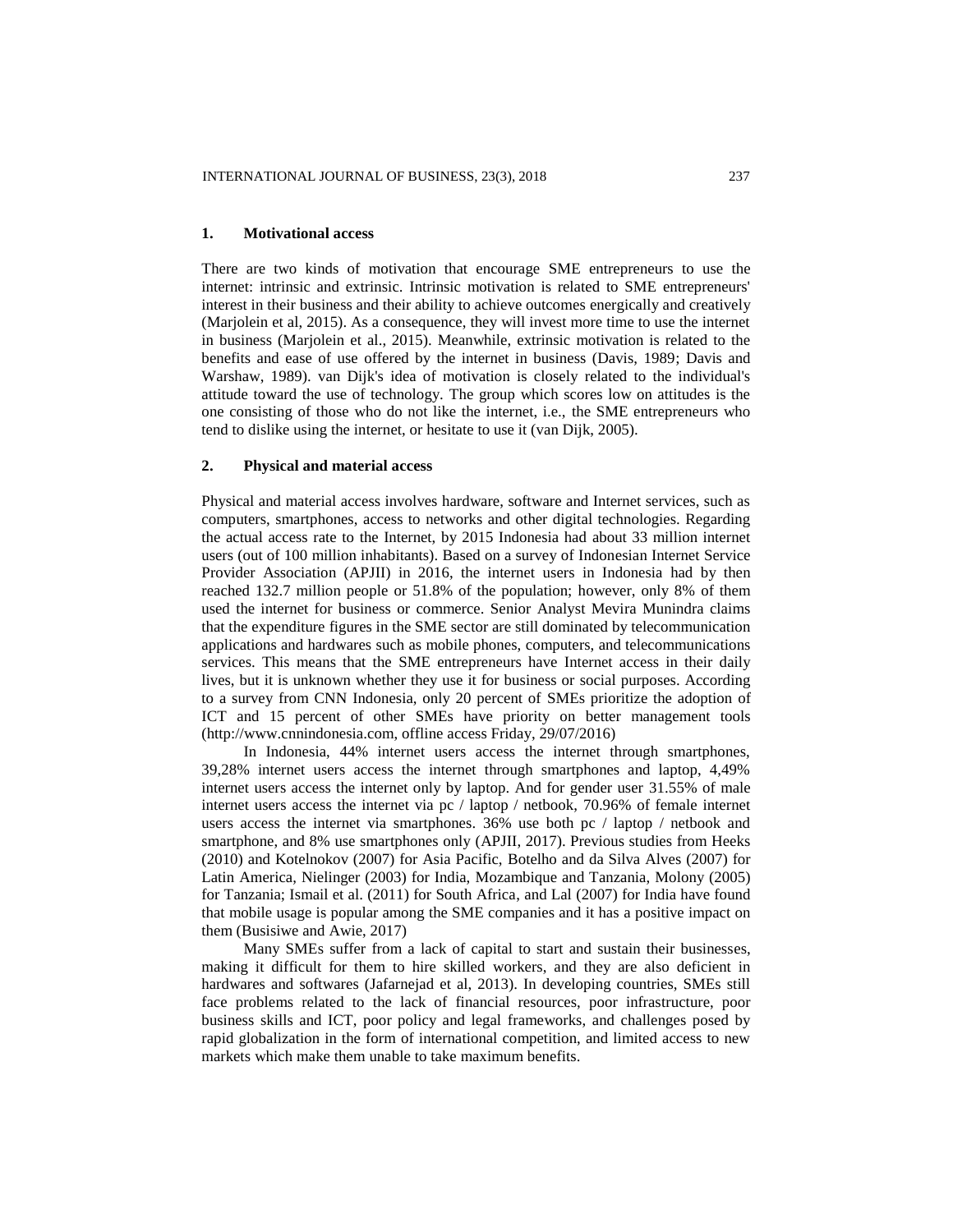## 1. Motivational access

There are two kinds of motivation that encourage SME entrepreneurs to use the internet: intrinsic and extrinsic. Intrinsic motivation is related to SME entrepreneurs' interest in their business and their ability to achieve outcomes energically and creatively (Marjolein et al, 2015). As a consequence, they will invest more time to use the internet in business (Marjolein et al., 2015). Meanwhile, extrinsic motivation is related to the benefits and ease of use offered by the internet in business (Davis, 1989; Davis and Warshaw, 1989). van Dijk's idea of motivation is closely related to the individual's attitude toward the use of technology. The group which scores low on attitudes is the one consisting of those who do not like the internet, i.e., the SME entrepreneurs who tend to dislike using the internet, or hesitate to use it (van Dijk, 2005).

## 2. Physical and material access

Physical and material access involves hardware, software and Internet services, such as computers, smartphones, access to networks and other digital technologies. Regarding the actual access rate to the Internet, by 2015 Indonesia had about 33 million internet users (out of 100 million inhabitants). Based on a survey of Indonesian Internet Service Provider Association (APJII) in 2016, the internet users in Indonesia had by then reached 132.7 million people or 51.8% of the population; however, only 8% of them used the internet for business or commerce. Senior Analyst Mevira Munindra claims that the expenditure figures in the SME sector are still dominated by telecommunication applications and hardwares such as mobile phones, computers, and telecommunications services. This means that the SME entrepreneurs have Internet access in their daily lives, but it is unknown whether they use it for business or social purposes. According to a survey from CNN Indonesia, only 20 percent of SMEs prioritize the adoption of ICT and 15 percent of other SMEs have priority on better management tools (http://www.cnnindonesia.com, offline access Friday, 29/07/2016)

In Indonesia, 44% internet users access the internet through smartphones, 39,28% internet users access the internet through smartphones and laptop, 4,49% internet users access the internet only by laptop. And for gender user 31.55% of male internet users access the internet via pc / laptop / netbook, 70.96% of female internet users access the internet via smartphones. 36% use both pc / laptop / netbook and smartphone, and 8% use smartphones only (APJII, 2017). Previous studies from Heeks (2010) and Kotelnokov (2007) for Asia Pacific, Botelho and da Silva Alves (2007) for Latin America, Nielinger (2003) for India, Mozambique and Tanzania, Molony (2005) for Tanzania; Ismail et al. (2011) for South Africa, and Lal (2007) for India have found that mobile usage is popular among the SME companies and it has a positive impact on them (Busisiwe and Awie, 2017)

Many SMEs suffer from a lack of capital to start and sustain their businesses, making it difficult for them to hire skilled workers, and they are also deficient in hardwares and softwares (Jafarnejad et al, 2013). In developing countries, SMEs still face problems related to the lack of financial resources, poor infrastructure, poor business skills and ICT, poor policy and legal frameworks, and challenges posed by rapid globalization in the form of international competition, and limited access to new markets which make them unable to take maximum benefits.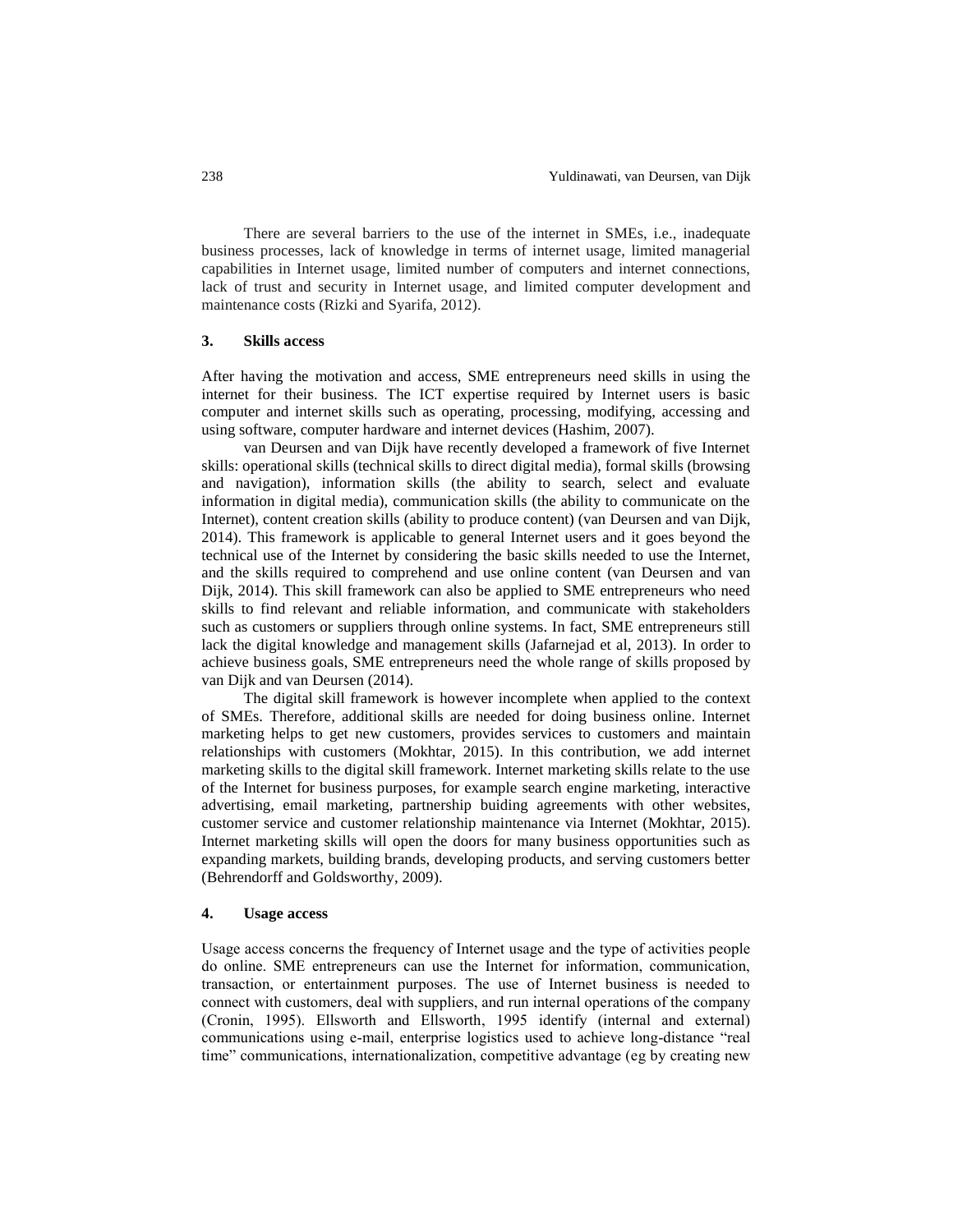There are several barriers to the use of the internet in SMEs, i.e., inadequate business processes, lack of knowledge in terms of internet usage, limited managerial capabilities in Internet usage, limited number of computers and internet connections, lack of trust and security in Internet usage, and limited computer development and maintenance costs (Rizki and Syarifa, 2012).

## 3. Skills access

After having the motivation and access, SME entrepreneurs need skills in using the internet for their business. The ICT expertise required by Internet users is basic computer and internet skills such as operating, processing, modifying, accessing and using software, computer hardware and internet devices (Hashim, 2007).

van Deursen and van Dijk have recently developed a framework of five Internet skills: operational skills (technical skills to direct digital media), formal skills (browsing and navigation), information skills (the ability to search, select and evaluate information in digital media), communication skills (the ability to communicate on the Internet), content creation skills (ability to produce content) (van Deursen and van Dijk, 2014). This framework is applicable to general Internet users and it goes beyond the technical use of the Internet by considering the basic skills needed to use the Internet, and the skills required to comprehend and use online content (van Deursen and van Dijk, 2014). This skill framework can also be applied to SME entrepreneurs who need skills to find relevant and reliable information, and communicate with stakeholders such as customers or suppliers through online systems. In fact, SME entrepreneurs still lack the digital knowledge and management skills (Jafarnejad et al, 2013). In order to achieve business goals, SME entrepreneurs need the whole range of skills proposed by van Dijk and van Deursen (2014).

The digital skill framework is however incomplete when applied to the context of SMEs. Therefore, additional skills are needed for doing business online. Internet marketing helps to get new customers, provides services to customers and maintain relationships with customers (Mokhtar, 2015). In this contribution, we add internet marketing skills to the digital skill framework. Internet marketing skills relate to the use of the Internet for business purposes, for example search engine marketing, interactive advertising, email marketing, partnership buiding agreements with other websites, customer service and customer relationship maintenance via Internet (Mokhtar, 2015). Internet marketing skills will open the doors for many business opportunities such as expanding markets, building brands, developing products, and serving customers better (Behrendorff and Goldsworthy, 2009).

## 4. Usage access

Usage access concerns the frequency of Internet usage and the type of activities people do online. SME entrepreneurs can use the Internet for information, communication, transaction, or entertainment purposes. The use of Internet business is needed to connect with customers, deal with suppliers, and run internal operations of the company (Cronin, 1995). Ellsworth and Ellsworth, 1995 identify (internal and external) communications using e-mail, enterprise logistics used to achieve long-distance "real time" communications, internationalization, competitive advantage (eg by creating new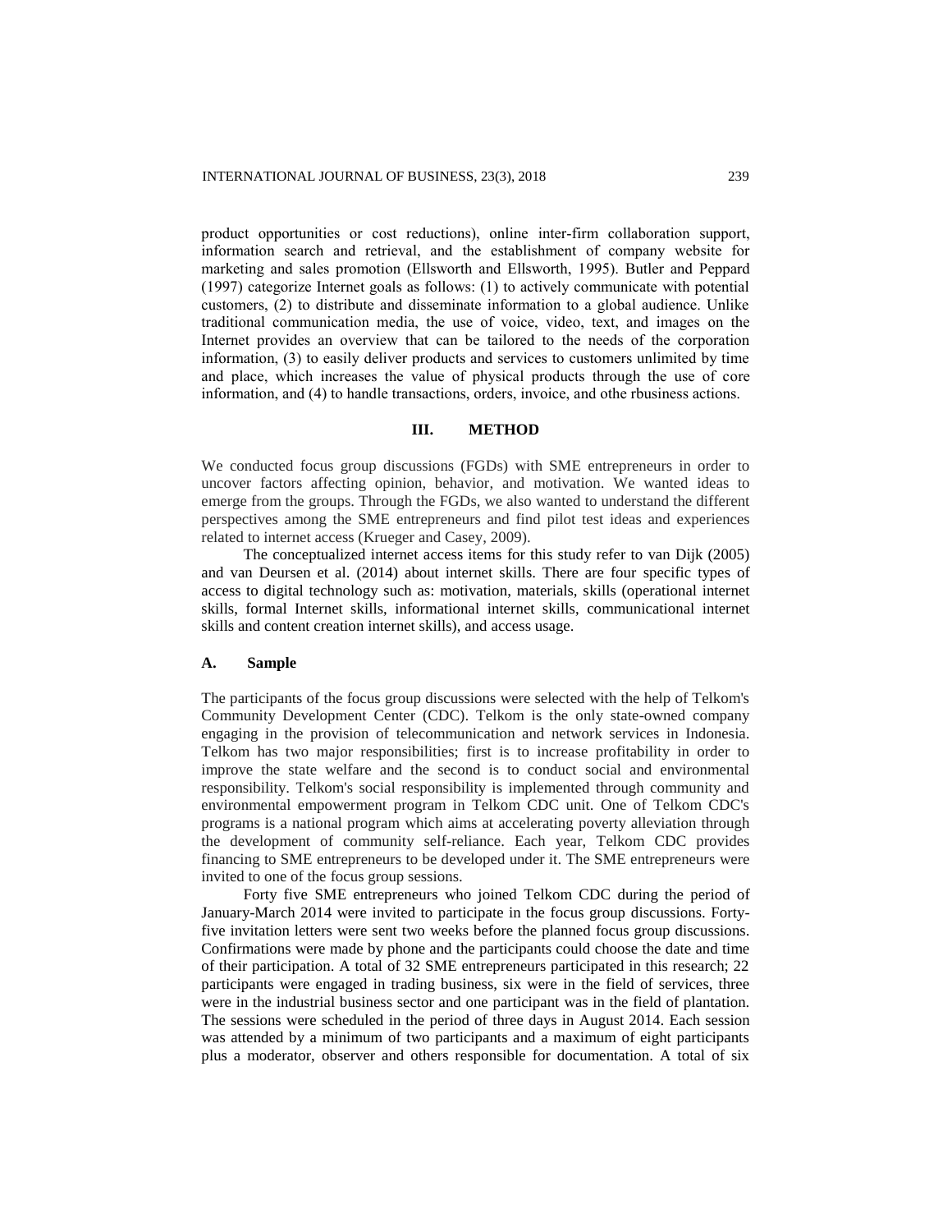product opportunities or cost reductions), online inter-firm collaboration support, information search and retrieval, and the establishment of company website for marketing and sales promotion (Ellsworth and Ellsworth, 1995). Butler and Peppard (1997) categorize Internet goals as follows: (1) to actively communicate with potential customers, (2) to distribute and disseminate information to a global audience. Unlike traditional communication media, the use of voice, video, text, and images on the Internet provides an overview that can be tailored to the needs of the corporation information, (3) to easily deliver products and services to customers unlimited by time and place, which increases the value of physical products through the use of core information, and (4) to handle transactions, orders, invoice, and othe rbusiness actions.

## III. METHOD

We conducted focus group discussions (FGDs) with SME entrepreneurs in order to uncover factors affecting opinion, behavior, and motivation. We wanted ideas to emerge from the groups. Through the FGDs, we also wanted to understand the different perspectives among the SME entrepreneurs and find pilot test ideas and experiences related to internet access (Krueger and Casey, 2009).

The conceptualized internet access items for this study refer to van Dijk (2005) and van Deursen et al. (2014) about internet skills. There are four specific types of access to digital technology such as: motivation, materials, skills (operational internet skills, formal Internet skills, informational internet skills, communicational internet skills and content creation internet skills), and access usage.

### A. Sample

The participants of the focus group discussions were selected with the help of Telkom's Community Development Center (CDC). Telkom is the only state-owned company engaging in the provision of telecommunication and network services in Indonesia. Telkom has two major responsibilities; first is to increase profitability in order to improve the state welfare and the second is to conduct social and environmental responsibility. Telkom's social responsibility is implemented through community and environmental empowerment program in Telkom CDC unit. One of Telkom CDC's programs is a national program which aims at accelerating poverty alleviation through the development of community self-reliance. Each year, Telkom CDC provides financing to SME entrepreneurs to be developed under it. The SME entrepreneurs were invited to one of the focus group sessions.

Forty five SME entrepreneurs who joined Telkom CDC during the period of January-March 2014 were invited to participate in the focus group discussions. Forty-five invitation letters were sent two weeks before the planned focus group discussions. Confirmations were made by phone and the participants could choose the date and time of their participation. A total of 32 SME entrepreneurs participated in this research; 22 participants were engaged in trading business, six were in the field of services, three were in the industrial business sector and one participant was in the field of plantation. The sessions were scheduled in the period of three days in August 2014. Each session was attended by a minimum of two participants and a maximum of eight participants plus a moderator, observer and others responsible for documentation. A total of six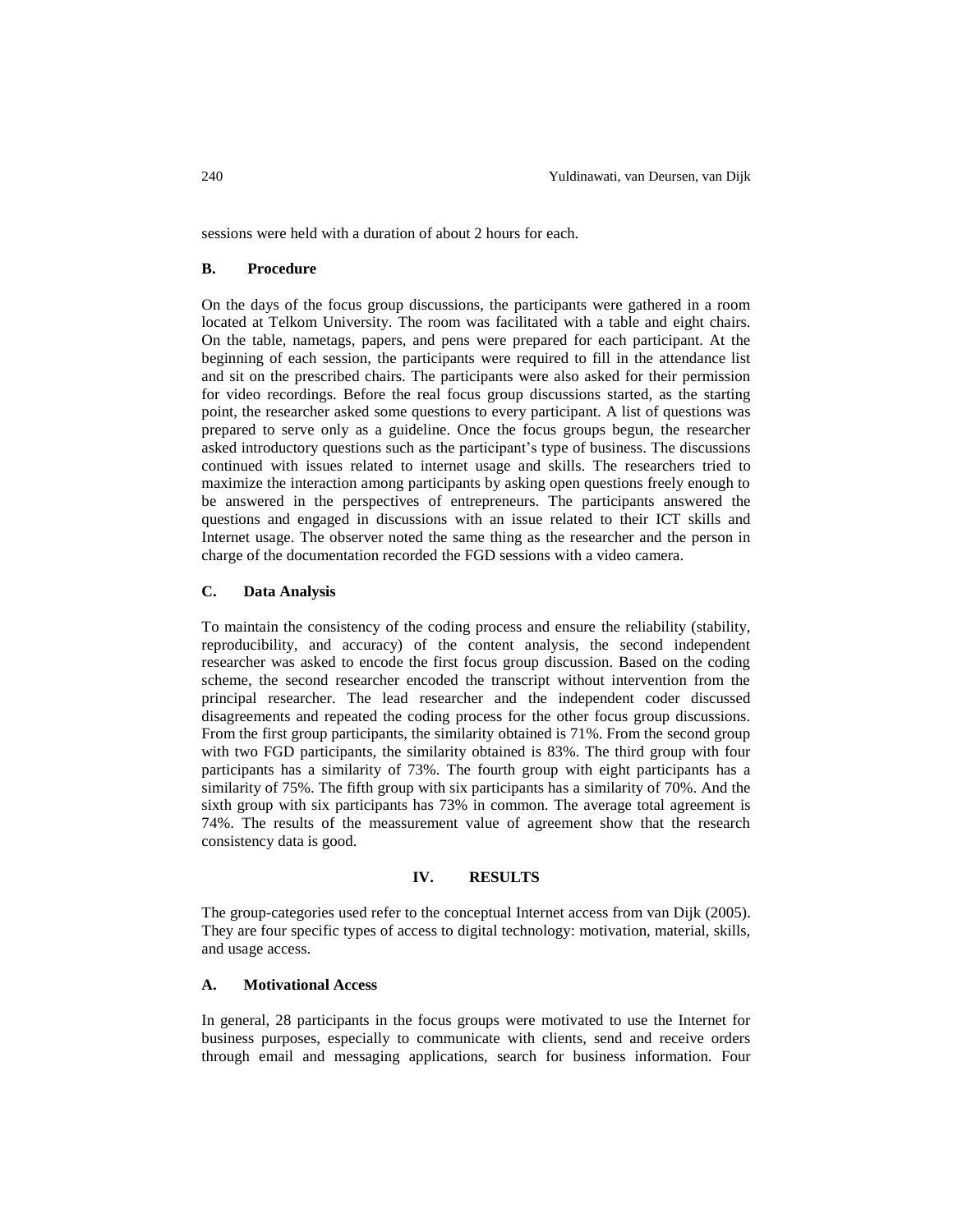sessions were held with a duration of about 2 hours for each.

### B. Procedure

On the days of the focus group discussions, the participants were gathered in a room located at Telkom University. The room was facilitated with a table and eight chairs. On the table, nametags, papers, and pens were prepared for each participant. At the beginning of each session, the participants were required to fill in the attendance list and sit on the prescribed chairs. The participants were also asked for their permission for video recordings. Before the real focus group discussions started, as the starting point, the researcher asked some questions to every participant. A list of questions was prepared to serve only as a guideline. Once the focus groups begun, the researcher asked introductory questions such as the participant's type of business. The discussions continued with issues related to internet usage and skills. The researchers tried to maximize the interaction among participants by asking open questions freely enough to be answered in the perspectives of entrepreneurs. The participants answered the questions and engaged in discussions with an issue related to their ICT skills and Internet usage. The observer noted the same thing as the researcher and the person in charge of the documentation recorded the FGD sessions with a video camera.

### C. Data Analysis

To maintain the consistency of the coding process and ensure the reliability (stability, reproducibility, and accuracy) of the content analysis, the second independent researcher was asked to encode the first focus group discussion. Based on the coding scheme, the second researcher encoded the transcript without intervention from the principal researcher. The lead researcher and the independent coder discussed disagreements and repeated the coding process for the other focus group discussions. From the first group participants, the similarity obtained is 71%. From the second group with two FGD participants, the similarity obtained is 83%. The third group with four participants has a similarity of 73%. The fourth group with eight participants has a similarity of 75%. The fifth group with six participants has a similarity of 70%. And the sixth group with six participants has 73% in common. The average total agreement is 74%. The results of the meassurement value of agreement show that the research consistency data is good.

## IV. RESULTS

The group-categories used refer to the conceptual Internet access from van Dijk (2005). They are four specific types of access to digital technology: motivation, material, skills, and usage access.

### A. Motivational Access

In general, 28 participants in the focus groups were motivated to use the Internet for business purposes, especially to communicate with clients, send and receive orders through email and messaging applications, search for business information. Four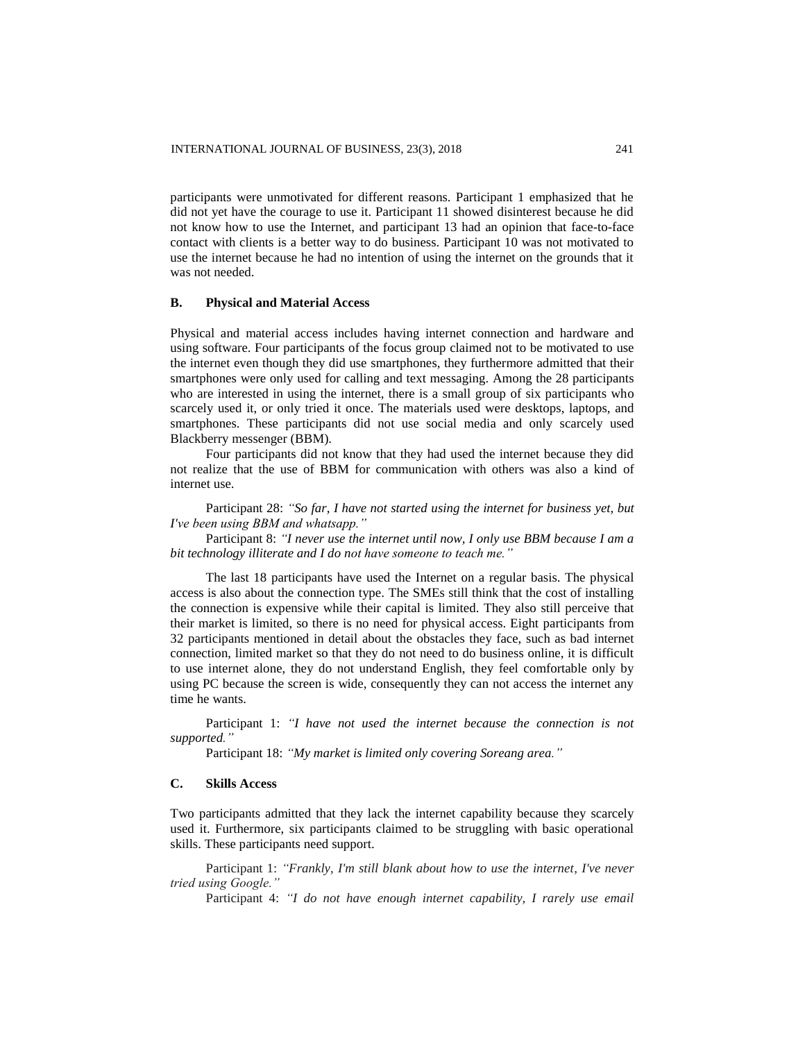participants were unmotivated for different reasons. Participant 1 emphasized that he did not yet have the courage to use it. Participant 11 showed disinterest because he did not know how to use the Internet, and participant 13 had an opinion that face-to-face contact with clients is a better way to do business. Participant 10 was not motivated to use the internet because he had no intention of using the internet on the grounds that it was not needed.

### B. Physical and Material Access

Physical and material access includes having internet connection and hardware and using software. Four participants of the focus group claimed not to be motivated to use the internet even though they did use smartphones, they furthermore admitted that their smartphones were only used for calling and text messaging. Among the 28 participants who are interested in using the internet, there is a small group of six participants who scarcely used it, or only tried it once. The materials used were desktops, laptops, and smartphones. These participants did not use social media and only scarcely used Blackberry messenger (BBM).

Four participants did not know that they had used the internet because they did not realize that the use of BBM for communication with others was also a kind of internet use.

Participant 28: *"So far, I have not started using the internet for business yet, but I've been using BBM and whatsapp."*

Participant 8: *"I never use the internet until now, I only use BBM because I am a bit technology illiterate and I do not have someone to teach me."*

The last 18 participants have used the Internet on a regular basis. The physical access is also about the connection type. The SMEs still think that the cost of installing the connection is expensive while their capital is limited. They also still perceive that their market is limited, so there is no need for physical access. Eight participants from 32 participants mentioned in detail about the obstacles they face, such as bad internet connection, limited market so that they do not need to do business online, it is difficult to use internet alone, they do not understand English, they feel comfortable only by using PC because the screen is wide, consequently they can not access the internet any time he wants.

Participant 1: *"I have not used the internet because the connection is not supported."*

Participant 18: *"My market is limited only covering Soreang area."*

### C. Skills Access

Two participants admitted that they lack the internet capability because they scarcely used it. Furthermore, six participants claimed to be struggling with basic operational skills. These participants need support.

Participant 1: *"Frankly, I'm still blank about how to use the internet, I've never tried using Google."*

Participant 4: *"I do not have enough internet capability, I rarely use email*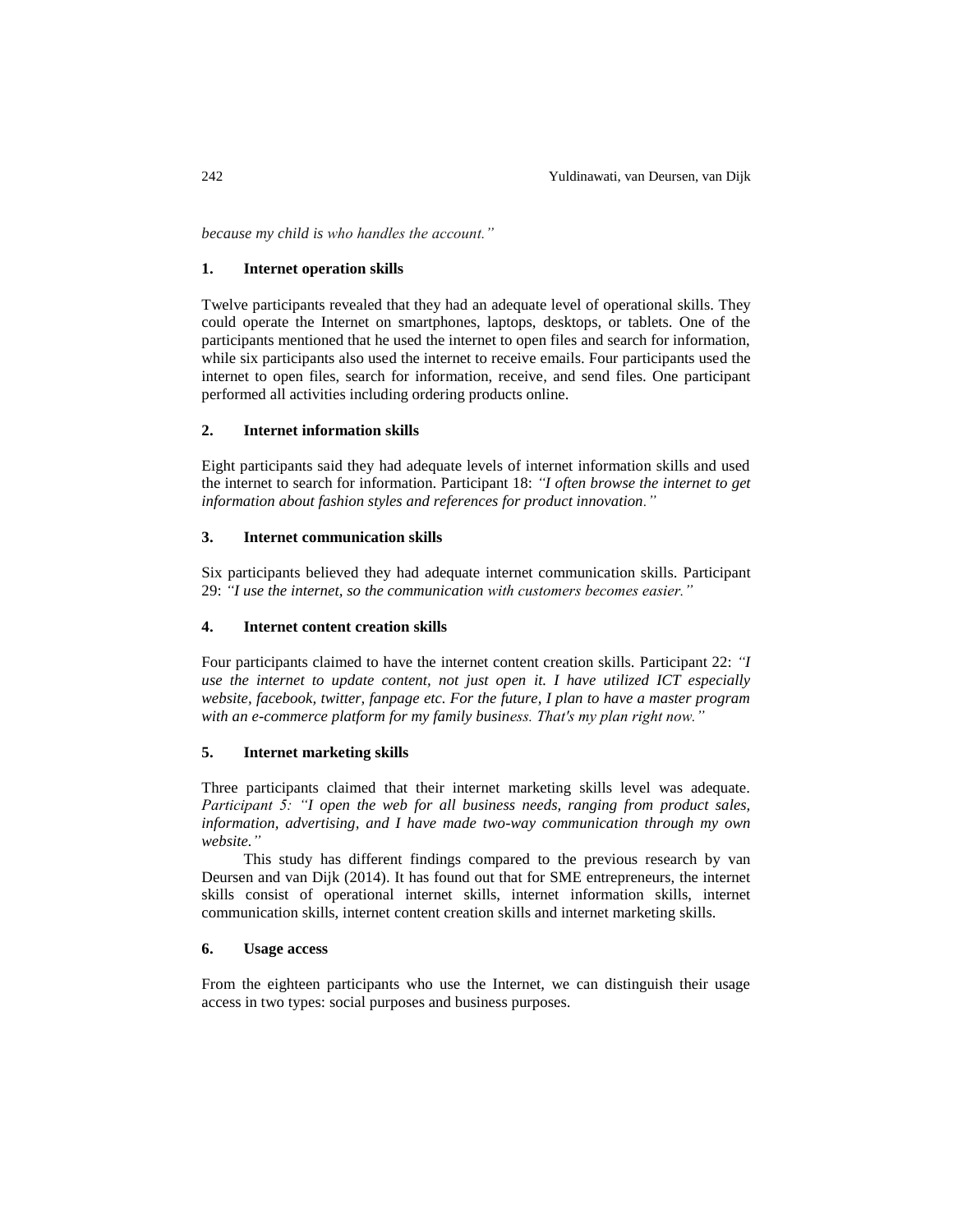*because my child is who handles the account."*

### 1. Internet operation skills

Twelve participants revealed that they had an adequate level of operational skills. They could operate the Internet on smartphones, laptops, desktops, or tablets. One of the participants mentioned that he used the internet to open files and search for information, while six participants also used the internet to receive emails. Four participants used the internet to open files, search for information, receive, and send files. One participant performed all activities including ordering products online.

### 2. Internet information skills

Eight participants said they had adequate levels of internet information skills and used the internet to search for information. Participant 18: *"I often browse the internet to get information about fashion styles and references for product innovation."*

### 3. Internet communication skills

Six participants believed they had adequate internet communication skills. Participant 29: *"I use the internet, so the communication with customers becomes easier."*

### 4. Internet content creation skills

Four participants claimed to have the internet content creation skills. Participant 22: *"I use the internet to update content, not just open it. I have utilized ICT especially website, facebook, twitter, fanpage etc. For the future, I plan to have a master program with an e-commerce platform for my family business. That's my plan right now."*

### 5. Internet marketing skills

Three participants claimed that their internet marketing skills level was adequate. *Participant 5: "I open the web for all business needs, ranging from product sales, information, advertising, and I have made two-way communication through my own website."*

This study has different findings compared to the previous research by van Deursen and van Dijk (2014). It has found out that for SME entrepreneurs, the internet skills consist of operational internet skills, internet information skills, internet communication skills, internet content creation skills and internet marketing skills.

### 6. Usage access

From the eighteen participants who use the Internet, we can distinguish their usage access in two types: social purposes and business purposes.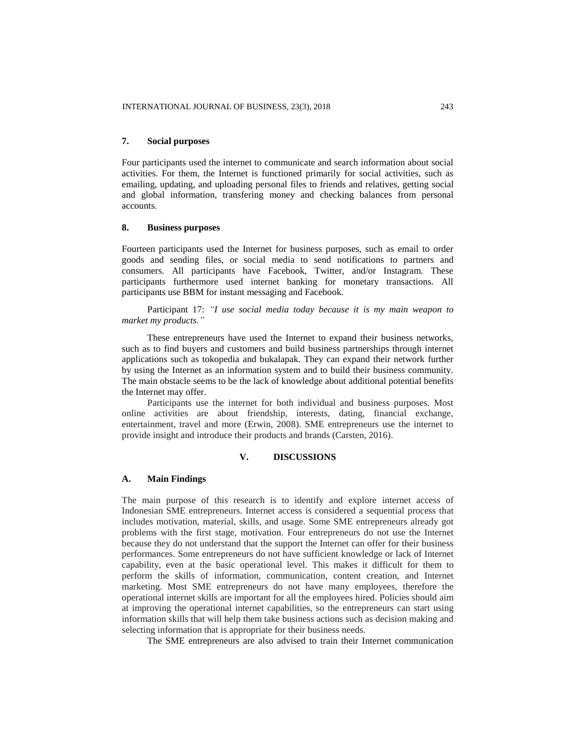### 7. Social purposes

Four participants used the internet to communicate and search information about social activities. For them, the Internet is functioned primarily for social activities, such as emailing, updating, and uploading personal files to friends and relatives, getting social and global information, transfering money and checking balances from personal accounts.

### 8. Business purposes

Fourteen participants used the Internet for business purposes, such as email to order goods and sending files, or social media to send notifications to partners and consumers. All participants have Facebook, Twitter, and/or Instagram. These participants furthermore used internet banking for monetary transactions. All participants use BBM for instant messaging and Facebook.

Participant 17: *"I use social media today because it is my main weapon to market my products."*

These entrepreneurs have used the Internet to expand their business networks, such as to find buyers and customers and build business partnerships through internet applications such as tokopedia and bukalapak. They can expand their network further by using the Internet as an information system and to build their business community. The main obstacle seems to be the lack of knowledge about additional potential benefits the Internet may offer.

Participants use the internet for both individual and business purposes. Most online activities are about friendship, interests, dating, financial exchange, entertainment, travel and more (Erwin, 2008). SME entrepreneurs use the internet to provide insight and introduce their products and brands (Carsten, 2016).

## V. DISCUSSIONS

### A. Main Findings

The main purpose of this research is to identify and explore internet access of Indonesian SME entrepreneurs. Internet access is considered a sequential process that includes motivation, material, skills, and usage. Some SME entrepreneurs already got problems with the first stage, motivation. Four entrepreneurs do not use the Internet because they do not understand that the support the Internet can offer for their business performances. Some entrepreneurs do not have sufficient knowledge or lack of Internet capability, even at the basic operational level. This makes it difficult for them to perform the skills of information, communication, content creation, and Internet marketing. Most SME entrepreneurs do not have many employees, therefore the operational internet skills are important for all the employees hired. Policies should aim at improving the operational internet capabilities, so the entrepreneurs can start using information skills that will help them take business actions such as decision making and selecting information that is appropriate for their business needs.

The SME entrepreneurs are also advised to train their Internet communication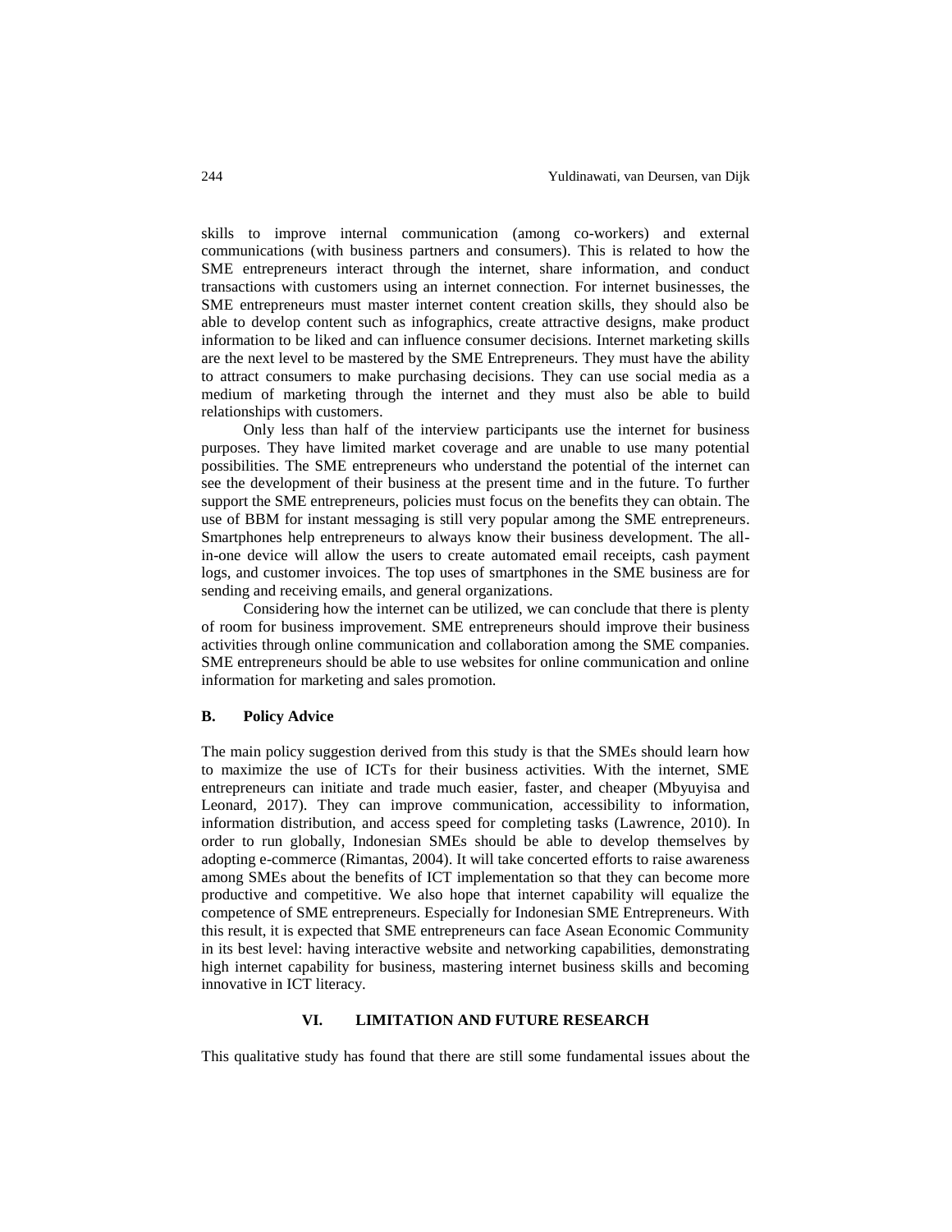skills to improve internal communication (among co-workers) and external communications (with business partners and consumers). This is related to how the SME entrepreneurs interact through the internet, share information, and conduct transactions with customers using an internet connection. For internet businesses, the SME entrepreneurs must master internet content creation skills, they should also be able to develop content such as infographics, create attractive designs, make product information to be liked and can influence consumer decisions. Internet marketing skills are the next level to be mastered by the SME Entrepreneurs. They must have the ability to attract consumers to make purchasing decisions. They can use social media as a medium of marketing through the internet and they must also be able to build relationships with customers.

Only less than half of the interview participants use the internet for business purposes. They have limited market coverage and are unable to use many potential possibilities. The SME entrepreneurs who understand the potential of the internet can see the development of their business at the present time and in the future. To further support the SME entrepreneurs, policies must focus on the benefits they can obtain. The use of BBM for instant messaging is still very popular among the SME entrepreneurs. Smartphones help entrepreneurs to always know their business development. The all-in-one device will allow the users to create automated email receipts, cash payment logs, and customer invoices. The top uses of smartphones in the SME business are for sending and receiving emails, and general organizations.

Considering how the internet can be utilized, we can conclude that there is plenty of room for business improvement. SME entrepreneurs should improve their business activities through online communication and collaboration among the SME companies. SME entrepreneurs should be able to use websites for online communication and online information for marketing and sales promotion.

### B. Policy Advice

The main policy suggestion derived from this study is that the SMEs should learn how to maximize the use of ICTs for their business activities. With the internet, SME entrepreneurs can initiate and trade much easier, faster, and cheaper (Mbyuyisa and Leonard, 2017). They can improve communication, accessibility to information, information distribution, and access speed for completing tasks (Lawrence, 2010). In order to run globally, Indonesian SMEs should be able to develop themselves by adopting e-commerce (Rimantas, 2004). It will take concerted efforts to raise awareness among SMEs about the benefits of ICT implementation so that they can become more productive and competitive. We also hope that internet capability will equalize the competence of SME entrepreneurs. Especially for Indonesian SME Entrepreneurs. With this result, it is expected that SME entrepreneurs can face Asean Economic Community in its best level: having interactive website and networking capabilities, demonstrating high internet capability for business, mastering internet business skills and becoming innovative in ICT literacy.

## VI. LIMITATION AND FUTURE RESEARCH

This qualitative study has found that there are still some fundamental issues about the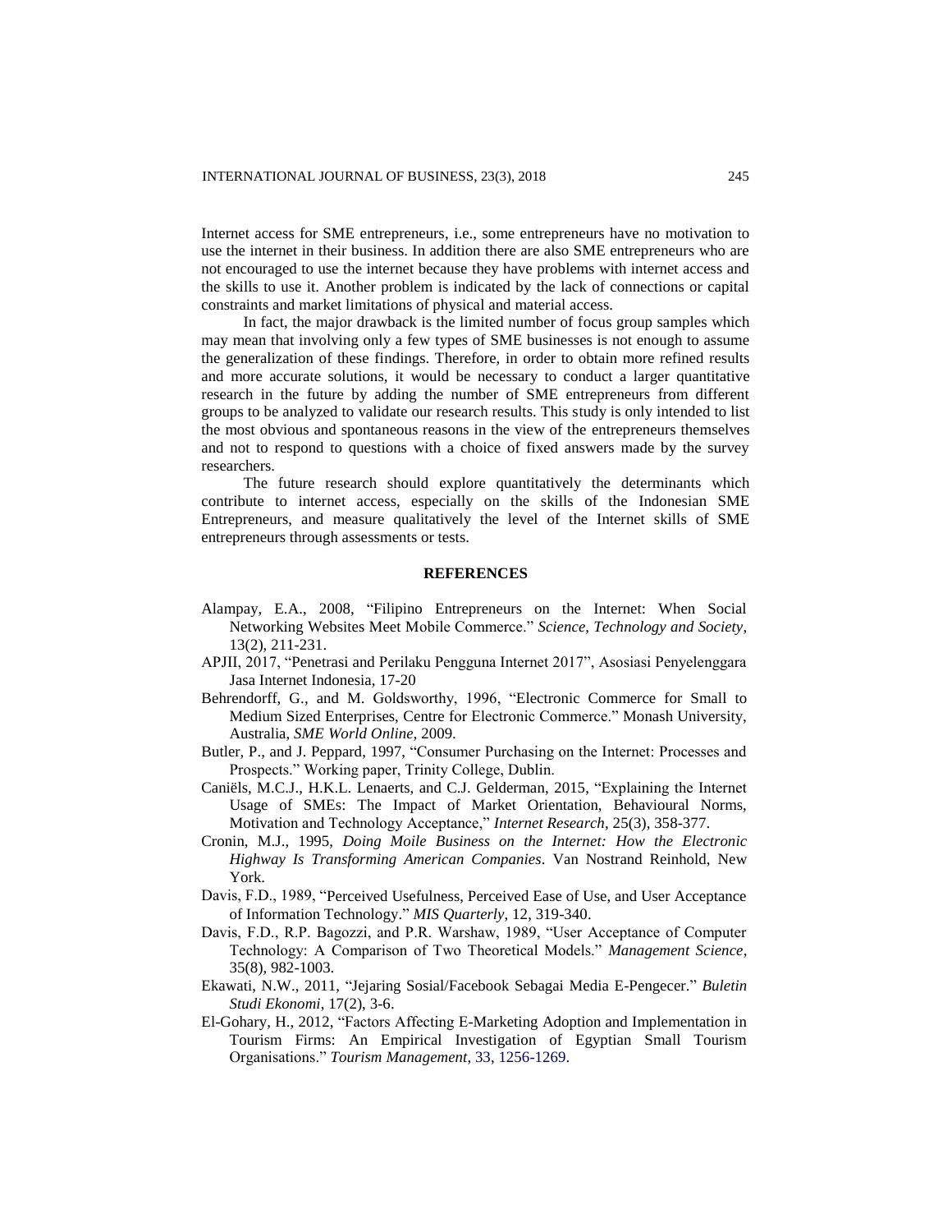Internet access for SME entrepreneurs, i.e., some entrepreneurs have no motivation to use the internet in their business. In addition there are also SME entrepreneurs who are not encouraged to use the internet because they have problems with internet access and the skills to use it. Another problem is indicated by the lack of connections or capital constraints and market limitations of physical and material access.

In fact, the major drawback is the limited number of focus group samples which may mean that involving only a few types of SME businesses is not enough to assume the generalization of these findings. Therefore, in order to obtain more refined results and more accurate solutions, it would be necessary to conduct a larger quantitative research in the future by adding the number of SME entrepreneurs from different groups to be analyzed to validate our research results. This study is only intended to list the most obvious and spontaneous reasons in the view of the entrepreneurs themselves and not to respond to questions with a choice of fixed answers made by the survey researchers.

The future research should explore quantitatively the determinants which contribute to internet access, especially on the skills of the Indonesian SME Entrepreneurs, and measure qualitatively the level of the Internet skills of SME entrepreneurs through assessments or tests.

## REFERENCES

Alampay, E.A., 2008, "Filipino Entrepreneurs on the Internet: When Social Networking Websites Meet Mobile Commerce." *Science, Technology and Society*, 13(2), 211-231.

APJII, 2017, "Penetrasi and Perilaku Pengguna Internet 2017", Asosiasi Penyelenggara Jasa Internet Indonesia, 17-20

Behrendorff, G., and M. Goldsworthy, 1996, "Electronic Commerce for Small to Medium Sized Enterprises, Centre for Electronic Commerce." Monash University, Australia, *SME World Online*, 2009.

Butler, P., and J. Peppard, 1997, "Consumer Purchasing on the Internet: Processes and Prospects." Working paper, Trinity College, Dublin.

Caniëls, M.C.J., H.K.L. Lenaerts, and C.J. Gelderman, 2015, "Explaining the Internet Usage of SMEs: The Impact of Market Orientation, Behavioural Norms, Motivation and Technology Acceptance," *Internet Research*, 25(3), 358-377.

Cronin, M.J., 1995, *Doing Moile Business on the Internet: How the Electronic Highway Is Transforming American Companies*. Van Nostrand Reinhold, New York.

Davis, F.D., 1989, "Perceived Usefulness, Perceived Ease of Use, and User Acceptance of Information Technology." *MIS Quarterly*, 12, 319-340.

Davis, F.D., R.P. Bagozzi, and P.R. Warshaw, 1989, "User Acceptance of Computer Technology: A Comparison of Two Theoretical Models." *Management Science*, 35(8), 982-1003.

Ekawati, N.W., 2011, "Jejaring Sosial/Facebook Sebagai Media E-Pengecer." *Buletin Studi Ekonomi*, 17(2), 3-6.

El-Gohary, H., 2012, "Factors Affecting E-Marketing Adoption and Implementation in Tourism Firms: An Empirical Investigation of Egyptian Small Tourism Organisations." *Tourism Management*, 33, 1256-1269.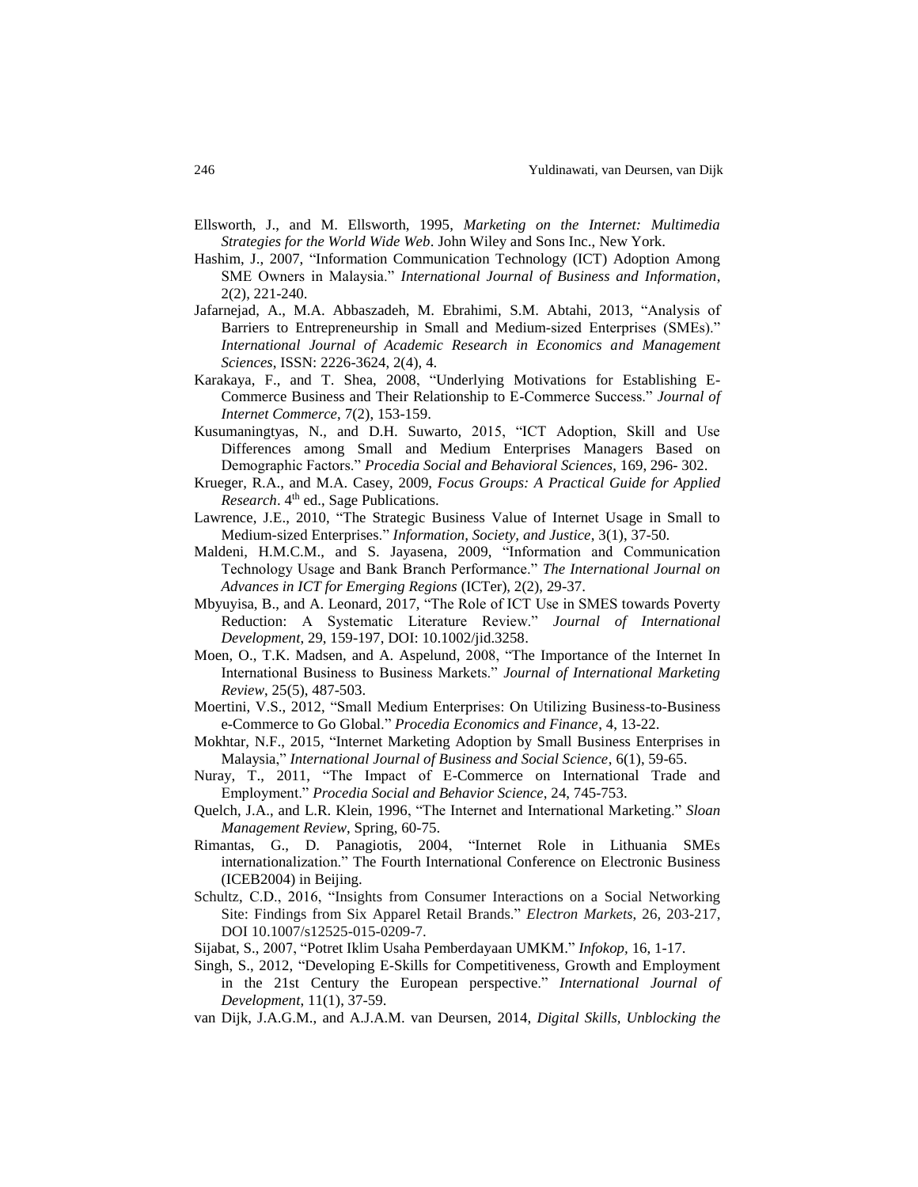Ellsworth, J., and M. Ellsworth, 1995, *Marketing on the Internet: Multimedia Strategies for the World Wide Web*. John Wiley and Sons Inc., New York.

Hashim, J., 2007, "Information Communication Technology (ICT) Adoption Among SME Owners in Malaysia." *International Journal of Business and Information*, 2(2), 221-240.

Jafarnejad, A., M.A. Abbaszadeh, M. Ebrahimi, S.M. Abtahi, 2013, "Analysis of Barriers to Entrepreneurship in Small and Medium-sized Enterprises (SMEs)." *International Journal of Academic Research in Economics and Management Sciences*, ISSN: 2226-3624, 2(4), 4.

Karakaya, F., and T. Shea, 2008, "Underlying Motivations for Establishing E-Commerce Business and Their Relationship to E-Commerce Success." *Journal of Internet Commerce*, 7(2), 153-159.

Kusumaningtyas, N., and D.H. Suwarto, 2015, "ICT Adoption, Skill and Use Differences among Small and Medium Enterprises Managers Based on Demographic Factors." *Procedia Social and Behavioral Sciences*, 169, 296- 302.

Krueger, R.A., and M.A. Casey, 2009, *Focus Groups: A Practical Guide for Applied Research*. 4th ed., Sage Publications.

Lawrence, J.E., 2010, "The Strategic Business Value of Internet Usage in Small to Medium-sized Enterprises." *Information, Society, and Justice*, 3(1), 37-50.

Maldeni, H.M.C.M., and S. Jayasena, 2009, "Information and Communication Technology Usage and Bank Branch Performance." *The International Journal on Advances in ICT for Emerging Regions* (ICTer), 2(2), 29-37.

Mbyuyisa, B., and A. Leonard, 2017, "The Role of ICT Use in SMES towards Poverty Reduction: A Systematic Literature Review." *Journal of International Development*, 29, 159-197, DOI: 10.1002/jid.3258.

Moen, O., T.K. Madsen, and A. Aspelund, 2008, "The Importance of the Internet In International Business to Business Markets." *Journal of International Marketing Review*, 25(5), 487-503.

Moertini, V.S., 2012, "Small Medium Enterprises: On Utilizing Business-to-Business e-Commerce to Go Global." *Procedia Economics and Finance*, 4, 13-22.

Mokhtar, N.F., 2015, "Internet Marketing Adoption by Small Business Enterprises in Malaysia," *International Journal of Business and Social Science*, 6(1), 59-65.

Nuray, T., 2011, "The Impact of E-Commerce on International Trade and Employment." *Procedia Social and Behavior Science*, 24, 745-753.

Quelch, J.A., and L.R. Klein, 1996, "The Internet and International Marketing." *Sloan Management Review*, Spring, 60-75.

Rimantas, G., D. Panagiotis, 2004, "Internet Role in Lithuania SMEs internationalization." The Fourth International Conference on Electronic Business (ICEB2004) in Beijing.

Schultz, C.D., 2016, "Insights from Consumer Interactions on a Social Networking Site: Findings from Six Apparel Retail Brands." *Electron Markets*, 26, 203-217, DOI 10.1007/s12525-015-0209-7.

Sijabat, S., 2007, "Potret Iklim Usaha Pemberdayaan UMKM." *Infokop*, 16, 1-17.

Singh, S., 2012, "Developing E-Skills for Competitiveness, Growth and Employment in the 21st Century the European perspective." *International Journal of Development*, 11(1), 37-59.

van Dijk, J.A.G.M., and A.J.A.M. van Deursen, 2014, *Digital Skills, Unblocking the*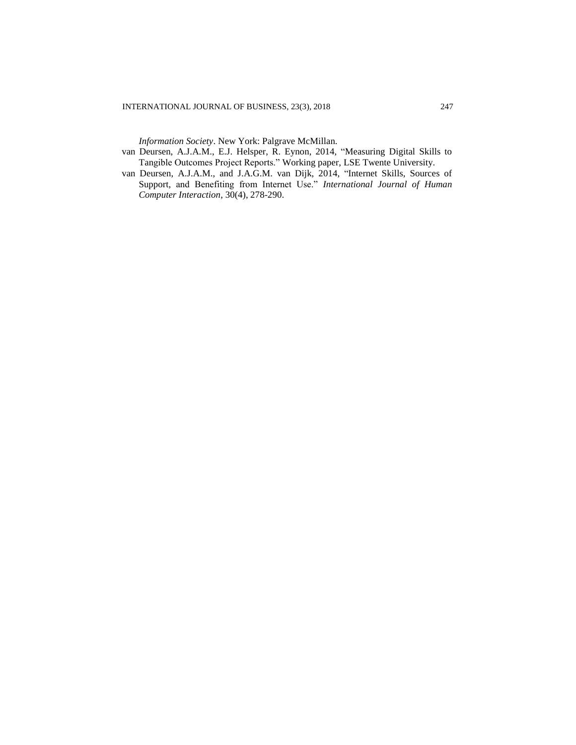*Information Society*. New York: Palgrave McMillan.

van Deursen, A.J.A.M., E.J. Helsper, R. Eynon, 2014, "Measuring Digital Skills to Tangible Outcomes Project Reports." Working paper, LSE Twente University.

van Deursen, A.J.A.M., and J.A.G.M. van Dijk, 2014, "Internet Skills, Sources of Support, and Benefiting from Internet Use." *International Journal of Human Computer Interaction*, 30(4), 278-290.